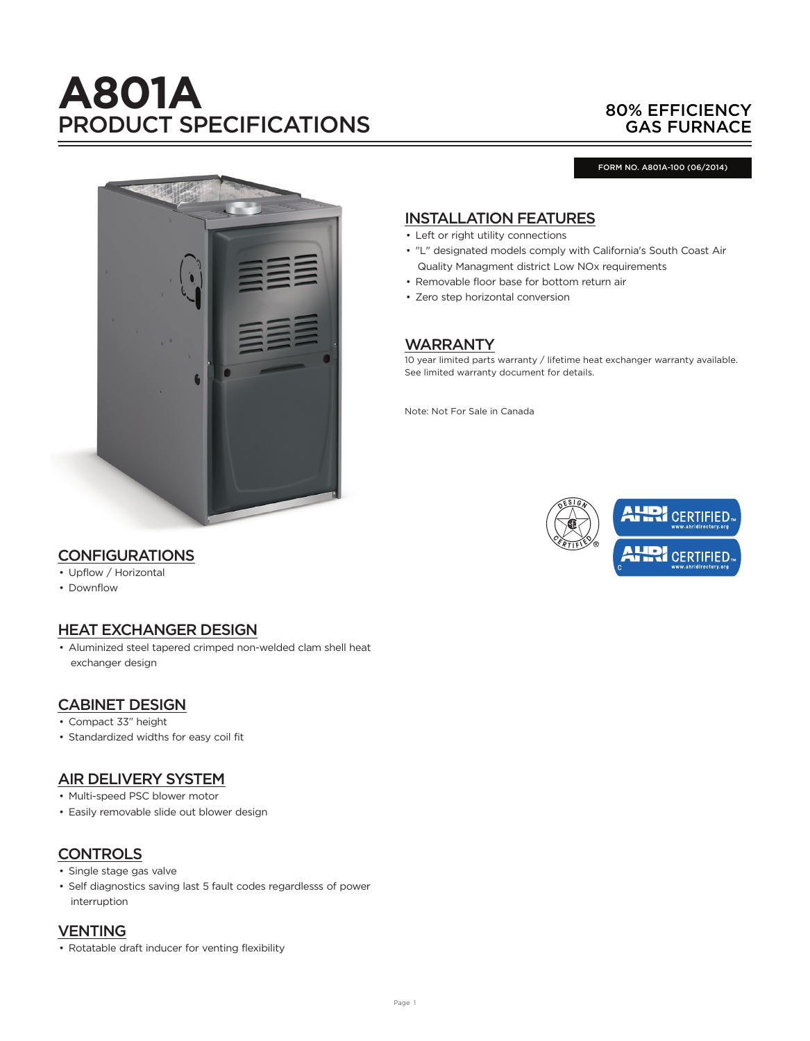# A801A
## PRODUCT SPECIFICATIONS

80% EFFICIENCY GAS FURNACE

FORM NO. A801A-100 (06/2014)

## INSTALLATION FEATURES

- Left or right utility connections
- "L" designated models comply with California's South Coast Air Quality Managment district Low NOx requirements
- Removable floor base for bottom return air
- Zero step horizontal conversion

## WARRANTY

10 year limited parts warranty / lifetime heat exchanger warranty available. See limited warranty document for details.

Note: Not For Sale in Canada

## CONFIGURATIONS

- Upflow / Horizontal
- Downflow

## HEAT EXCHANGER DESIGN

- Aluminized steel tapered crimped non-welded clam shell heat exchanger design

## CABINET DESIGN

- Compact 33" height
- Standardized widths for easy coil fit

## AIR DELIVERY SYSTEM

- Multi-speed PSC blower motor
- Easily removable slide out blower design

## CONTROLS

- Single stage gas valve
- Self diagnostics saving last 5 fault codes regardlesss of power interruption

## VENTING

- Rotatable draft inducer for venting flexibility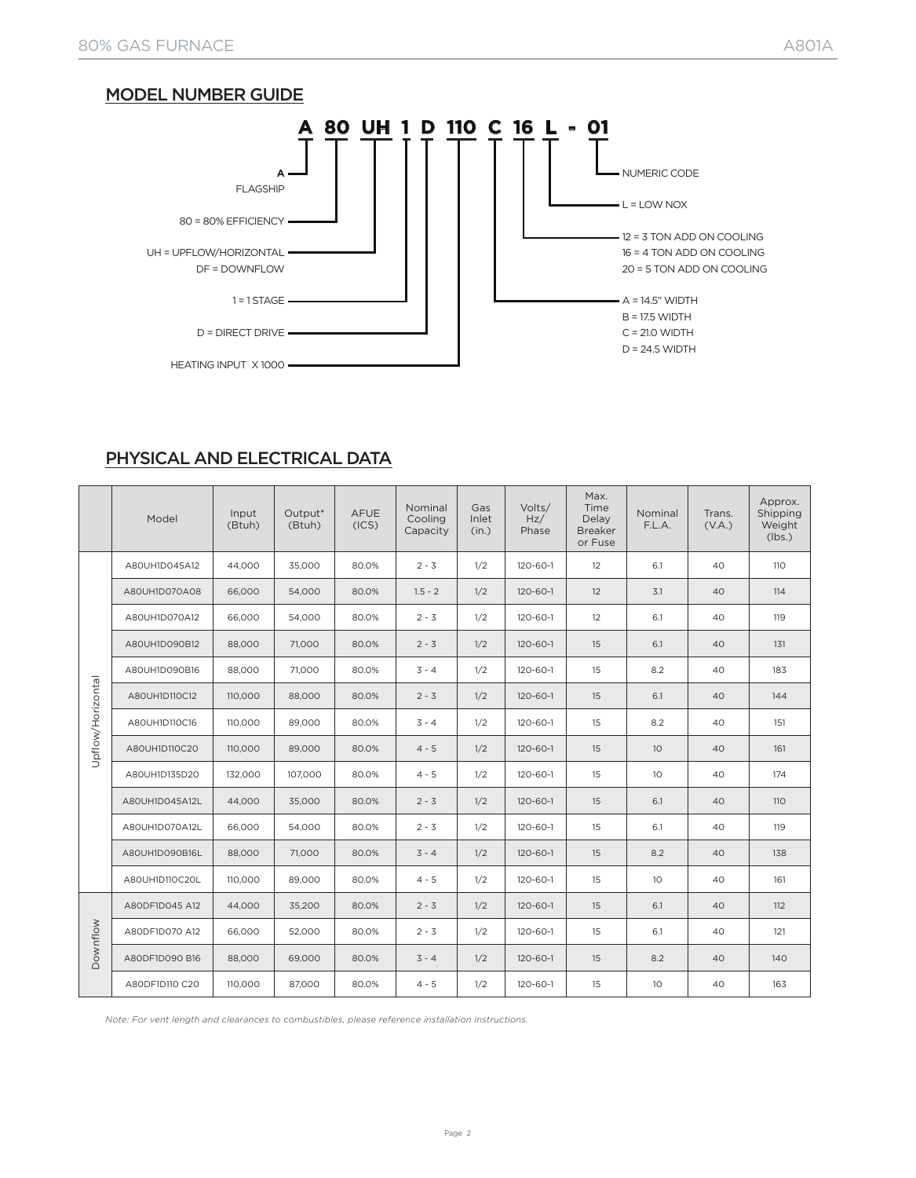## MODEL NUMBER GUIDE

**A 80 UH 1 D 110 C 16 L - 01**

- A = FLAGSHIP
- 80 = 80% EFFICIENCY
- UH = UPFLOW/HORIZONTAL
  DF = DOWNFLOW
- 1 = 1 STAGE
- D = DIRECT DRIVE
- HEATING INPUT X 1000
- A = 14.5" WIDTH
  B = 17.5 WIDTH
  C = 21.0 WIDTH
  D = 24.5 WIDTH
- 12 = 3 TON ADD ON COOLING
  16 = 4 TON ADD ON COOLING
  20 = 5 TON ADD ON COOLING
- L = LOW NOX
- NUMERIC CODE

## PHYSICAL AND ELECTRICAL DATA

| | Model | Input (Btuh) | Output* (Btuh) | AFUE (ICS) | Nominal Cooling Capacity | Gas Inlet (in.) | Volts/ Hz/ Phase | Max. Time Delay Breaker or Fuse | Nominal F.L.A. | Trans. (V.A.) | Approx. Shipping Weight (lbs.) |
|---|---|---|---|---|---|---|---|---|---|---|---|
| Upflow/Horizontal | A80UH1D045A12 | 44,000 | 35,000 | 80.0% | 2 - 3 | 1/2 | 120-60-1 | 12 | 6.1 | 40 | 110 |
| | A80UH1D070A08 | 66,000 | 54,000 | 80.0% | 1.5 - 2 | 1/2 | 120-60-1 | 12 | 3.1 | 40 | 114 |
| | A80UH1D070A12 | 66,000 | 54,000 | 80.0% | 2 - 3 | 1/2 | 120-60-1 | 12 | 6.1 | 40 | 119 |
| | A80UH1D090B12 | 88,000 | 71,000 | 80.0% | 2 - 3 | 1/2 | 120-60-1 | 15 | 6.1 | 40 | 131 |
| | A80UH1D090B16 | 88,000 | 71,000 | 80.0% | 3 - 4 | 1/2 | 120-60-1 | 15 | 8.2 | 40 | 183 |
| | A80UH1D110C12 | 110,000 | 88,000 | 80.0% | 2 - 3 | 1/2 | 120-60-1 | 15 | 6.1 | 40 | 144 |
| | A80UH1D110C16 | 110,000 | 89,000 | 80.0% | 3 - 4 | 1/2 | 120-60-1 | 15 | 8.2 | 40 | 151 |
| | A80UH1D110C20 | 110,000 | 89,000 | 80.0% | 4 - 5 | 1/2 | 120-60-1 | 15 | 10 | 40 | 161 |
| | A80UH1D135D20 | 132,000 | 107,000 | 80.0% | 4 - 5 | 1/2 | 120-60-1 | 15 | 10 | 40 | 174 |
| | A80UH1D045A12L | 44,000 | 35,000 | 80.0% | 2 - 3 | 1/2 | 120-60-1 | 15 | 6.1 | 40 | 110 |
| | A80UH1D070A12L | 66,000 | 54,000 | 80.0% | 2 - 3 | 1/2 | 120-60-1 | 15 | 6.1 | 40 | 119 |
| | A80UH1D090B16L | 88,000 | 71,000 | 80.0% | 3 - 4 | 1/2 | 120-60-1 | 15 | 8.2 | 40 | 138 |
| | A80UH1D110C20L | 110,000 | 89,000 | 80.0% | 4 - 5 | 1/2 | 120-60-1 | 15 | 10 | 40 | 161 |
| Downflow | A80DF1D045 A12 | 44,000 | 35,200 | 80.0% | 2 - 3 | 1/2 | 120-60-1 | 15 | 6.1 | 40 | 112 |
| | A80DF1D070 A12 | 66,000 | 52,000 | 80.0% | 2 - 3 | 1/2 | 120-60-1 | 15 | 6.1 | 40 | 121 |
| | A80DF1D090 B16 | 88,000 | 69,000 | 80.0% | 3 - 4 | 1/2 | 120-60-1 | 15 | 8.2 | 40 | 140 |
| | A80DF1D110 C20 | 110,000 | 87,000 | 80.0% | 4 - 5 | 1/2 | 120-60-1 | 15 | 10 | 40 | 163 |

*Note: For vent length and clearances to combustibles, please reference installation instructions.*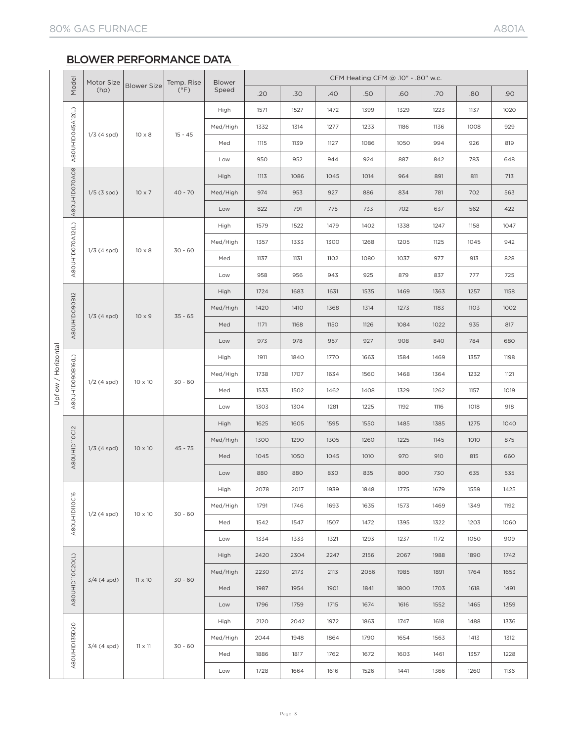## BLOWER PERFORMANCE DATA

| | Model | Motor Size (hp) | Blower Size | Temp. Rise (°F) | Blower Speed | CFM Heating CFM @ .10" - .80" w.c. | | | | | | | |
|---|---|---|---|---|---|---|---|---|---|---|---|---|---|
| | | | | | | .20 | .30 | .40 | .50 | .60 | .70 | .80 | .90 |
| Upflow / Horizontal | A80UHID045A12(L) | 1/3 (4 spd) | 10 x 8 | 15 - 45 | High | 1571 | 1527 | 1472 | 1399 | 1329 | 1223 | 1137 | 1020 |
| | | | | | Med/High | 1332 | 1314 | 1277 | 1233 | 1186 | 1136 | 1008 | 929 |
| | | | | | Med | 1115 | 1139 | 1127 | 1086 | 1050 | 994 | 926 | 819 |
| | | | | | Low | 950 | 952 | 944 | 924 | 887 | 842 | 783 | 648 |
| | A80UHID070A08 | 1/5 (3 spd) | 10 x 7 | 40 - 70 | High | 1113 | 1086 | 1045 | 1014 | 964 | 891 | 811 | 713 |
| | | | | | Med/High | 974 | 953 | 927 | 886 | 834 | 781 | 702 | 563 |
| | | | | | Low | 822 | 791 | 775 | 733 | 702 | 637 | 562 | 422 |
| | A80UHID070A12(L) | 1/3 (4 spd) | 10 x 8 | 30 - 60 | High | 1579 | 1522 | 1479 | 1402 | 1338 | 1247 | 1158 | 1047 |
| | | | | | Med/High | 1357 | 1333 | 1300 | 1268 | 1205 | 1125 | 1045 | 942 |
| | | | | | Med | 1137 | 1131 | 1102 | 1080 | 1037 | 977 | 913 | 828 |
| | | | | | Low | 958 | 956 | 943 | 925 | 879 | 837 | 777 | 725 |
| | A80UHID090B12 | 1/3 (4 spd) | 10 x 9 | 35 - 65 | High | 1724 | 1683 | 1631 | 1535 | 1469 | 1363 | 1257 | 1158 |
| | | | | | Med/High | 1420 | 1410 | 1368 | 1314 | 1273 | 1183 | 1103 | 1002 |
| | | | | | Med | 1171 | 1168 | 1150 | 1126 | 1084 | 1022 | 935 | 817 |
| | | | | | Low | 973 | 978 | 957 | 927 | 908 | 840 | 784 | 680 |
| | A80UHID090B16(L) | 1/2 (4 spd) | 10 x 10 | 30 - 60 | High | 1911 | 1840 | 1770 | 1663 | 1584 | 1469 | 1357 | 1198 |
| | | | | | Med/High | 1738 | 1707 | 1634 | 1560 | 1468 | 1364 | 1232 | 1121 |
| | | | | | Med | 1533 | 1502 | 1462 | 1408 | 1329 | 1262 | 1157 | 1019 |
| | | | | | Low | 1303 | 1304 | 1281 | 1225 | 1192 | 1116 | 1018 | 918 |
| | A80UHID110C12 | 1/3 (4 spd) | 10 x 10 | 45 - 75 | High | 1625 | 1605 | 1595 | 1550 | 1485 | 1385 | 1275 | 1040 |
| | | | | | Med/High | 1300 | 1290 | 1305 | 1260 | 1225 | 1145 | 1010 | 875 |
| | | | | | Med | 1045 | 1050 | 1045 | 1010 | 970 | 910 | 815 | 660 |
| | | | | | Low | 880 | 880 | 830 | 835 | 800 | 730 | 635 | 535 |
| | A80UHID110C16 | 1/2 (4 spd) | 10 x 10 | 30 - 60 | High | 2078 | 2017 | 1939 | 1848 | 1775 | 1679 | 1559 | 1425 |
| | | | | | Med/High | 1791 | 1746 | 1693 | 1635 | 1573 | 1469 | 1349 | 1192 |
| | | | | | Med | 1542 | 1547 | 1507 | 1472 | 1395 | 1322 | 1203 | 1060 |
| | | | | | Low | 1334 | 1333 | 1321 | 1293 | 1237 | 1172 | 1050 | 909 |
| | A80UHID110C20(L) | 3/4 (4 spd) | 11 x 10 | 30 - 60 | High | 2420 | 2304 | 2247 | 2156 | 2067 | 1988 | 1890 | 1742 |
| | | | | | Med/High | 2230 | 2173 | 2113 | 2056 | 1985 | 1891 | 1764 | 1653 |
| | | | | | Med | 1987 | 1954 | 1901 | 1841 | 1800 | 1703 | 1618 | 1491 |
| | | | | | Low | 1796 | 1759 | 1715 | 1674 | 1616 | 1552 | 1465 | 1359 |
| | A80UHID135D20 | 3/4 (4 spd) | 11 x 11 | 30 - 60 | High | 2120 | 2042 | 1972 | 1863 | 1747 | 1618 | 1488 | 1336 |
| | | | | | Med/High | 2044 | 1948 | 1864 | 1790 | 1654 | 1563 | 1413 | 1312 |
| | | | | | Med | 1886 | 1817 | 1762 | 1672 | 1603 | 1461 | 1357 | 1228 |
| | | | | | Low | 1728 | 1664 | 1616 | 1526 | 1441 | 1366 | 1260 | 1136 |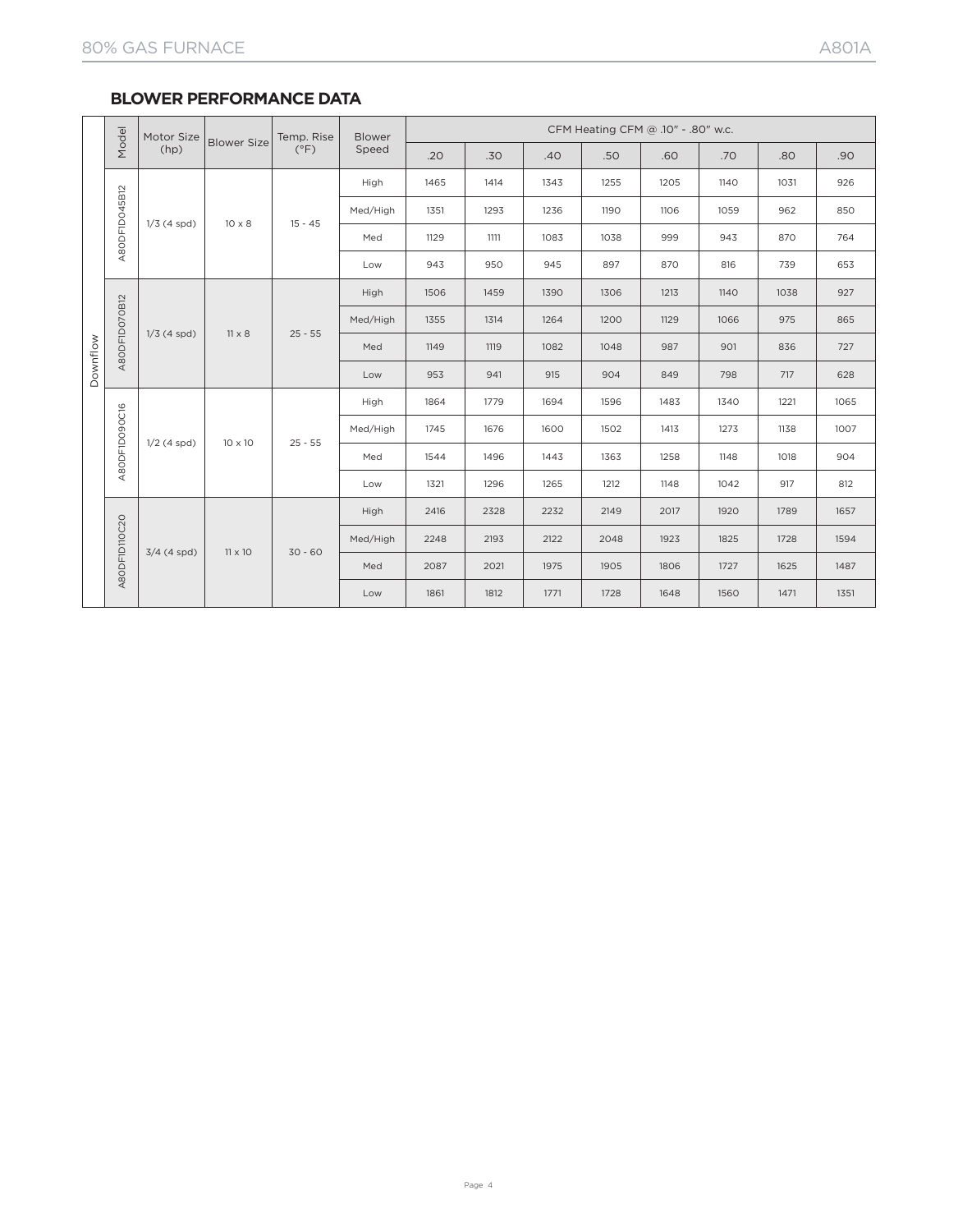## BLOWER PERFORMANCE DATA

| | Model | Motor Size (hp) | Blower Size | Temp. Rise (°F) | Blower Speed | CFM Heating CFM @ .10" - .80" w.c. | | | | | | | |
|---|---|---|---|---|---|---|---|---|---|---|---|---|---|
| | | | | | | .20 | .30 | .40 | .50 | .60 | .70 | .80 | .90 |
| Downflow | A80DF1D045B12 | 1/3 (4 spd) | 10 x 8 | 15 - 45 | High | 1465 | 1414 | 1343 | 1255 | 1205 | 1140 | 1031 | 926 |
| | | | | | Med/High | 1351 | 1293 | 1236 | 1190 | 1106 | 1059 | 962 | 850 |
| | | | | | Med | 1129 | 1111 | 1083 | 1038 | 999 | 943 | 870 | 764 |
| | | | | | Low | 943 | 950 | 945 | 897 | 870 | 816 | 739 | 653 |
| | A80DF1D070B12 | 1/3 (4 spd) | 11 x 8 | 25 - 55 | High | 1506 | 1459 | 1390 | 1306 | 1213 | 1140 | 1038 | 927 |
| | | | | | Med/High | 1355 | 1314 | 1264 | 1200 | 1129 | 1066 | 975 | 865 |
| | | | | | Med | 1149 | 1119 | 1082 | 1048 | 987 | 901 | 836 | 727 |
| | | | | | Low | 953 | 941 | 915 | 904 | 849 | 798 | 717 | 628 |
| | A80DF1D090C16 | 1/2 (4 spd) | 10 x 10 | 25 - 55 | High | 1864 | 1779 | 1694 | 1596 | 1483 | 1340 | 1221 | 1065 |
| | | | | | Med/High | 1745 | 1676 | 1600 | 1502 | 1413 | 1273 | 1138 | 1007 |
| | | | | | Med | 1544 | 1496 | 1443 | 1363 | 1258 | 1148 | 1018 | 904 |
| | | | | | Low | 1321 | 1296 | 1265 | 1212 | 1148 | 1042 | 917 | 812 |
| | A80DF1D110C20 | 3/4 (4 spd) | 11 x 10 | 30 - 60 | High | 2416 | 2328 | 2232 | 2149 | 2017 | 1920 | 1789 | 1657 |
| | | | | | Med/High | 2248 | 2193 | 2122 | 2048 | 1923 | 1825 | 1728 | 1594 |
| | | | | | Med | 2087 | 2021 | 1975 | 1905 | 1806 | 1727 | 1625 | 1487 |
| | | | | | Low | 1861 | 1812 | 1771 | 1728 | 1648 | 1560 | 1471 | 1351 |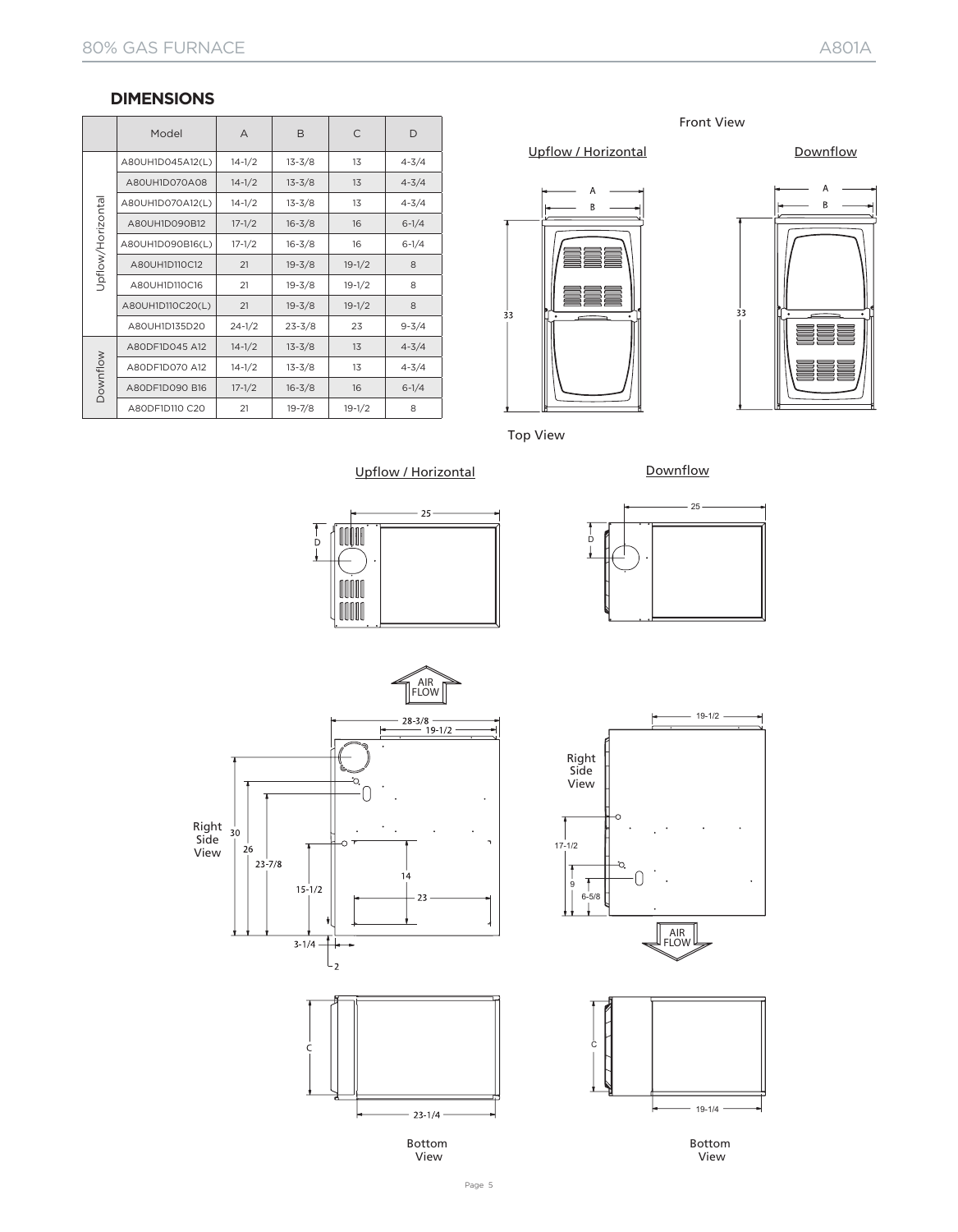## DIMENSIONS

| | Model | A | B | C | D |
|---|---|---|---|---|---|
| Upflow/Horizontal | A80UH1D045A12(L) | 14-1/2 | 13-3/8 | 13 | 4-3/4 |
| | A80UH1D070A08 | 14-1/2 | 13-3/8 | 13 | 4-3/4 |
| | A80UH1D070A12(L) | 14-1/2 | 13-3/8 | 13 | 4-3/4 |
| | A80UH1D090B12 | 17-1/2 | 16-3/8 | 16 | 6-1/4 |
| | A80UH1D090B16(L) | 17-1/2 | 16-3/8 | 16 | 6-1/4 |
| | A80UH1D110C12 | 21 | 19-3/8 | 19-1/2 | 8 |
| | A80UH1D110C16 | 21 | 19-3/8 | 19-1/2 | 8 |
| | A80UH1D110C20(L) | 21 | 19-3/8 | 19-1/2 | 8 |
| | A80UH1D135D20 | 24-1/2 | 23-3/8 | 23 | 9-3/4 |
| Downflow | A80DF1D045 A12 | 14-1/2 | 13-3/8 | 13 | 4-3/4 |
| | A80DF1D070 A12 | 14-1/2 | 13-3/8 | 13 | 4-3/4 |
| | A80DF1D090 B16 | 17-1/2 | 16-3/8 | 16 | 6-1/4 |
| | A80DF1D110 C20 | 21 | 19-7/8 | 19-1/2 | 8 |

Front View

Upflow / Horizontal — A, B, 33

Downflow — A, B, 33

Top View

Upflow / Horizontal — 25, D

Downflow — 25, D

Right Side View (Upflow / Horizontal) — AIR FLOW, 28-3/8, 19-1/2, 30, 26, 23-7/8, 15-1/2, 14, 23, 3-1/4, 2

Right Side View (Downflow) — 19-1/2, 17-1/2, 9, 6-5/8, AIR FLOW

Bottom View (Upflow / Horizontal) — C, 23-1/4

Bottom View (Downflow) — C, 19-1/4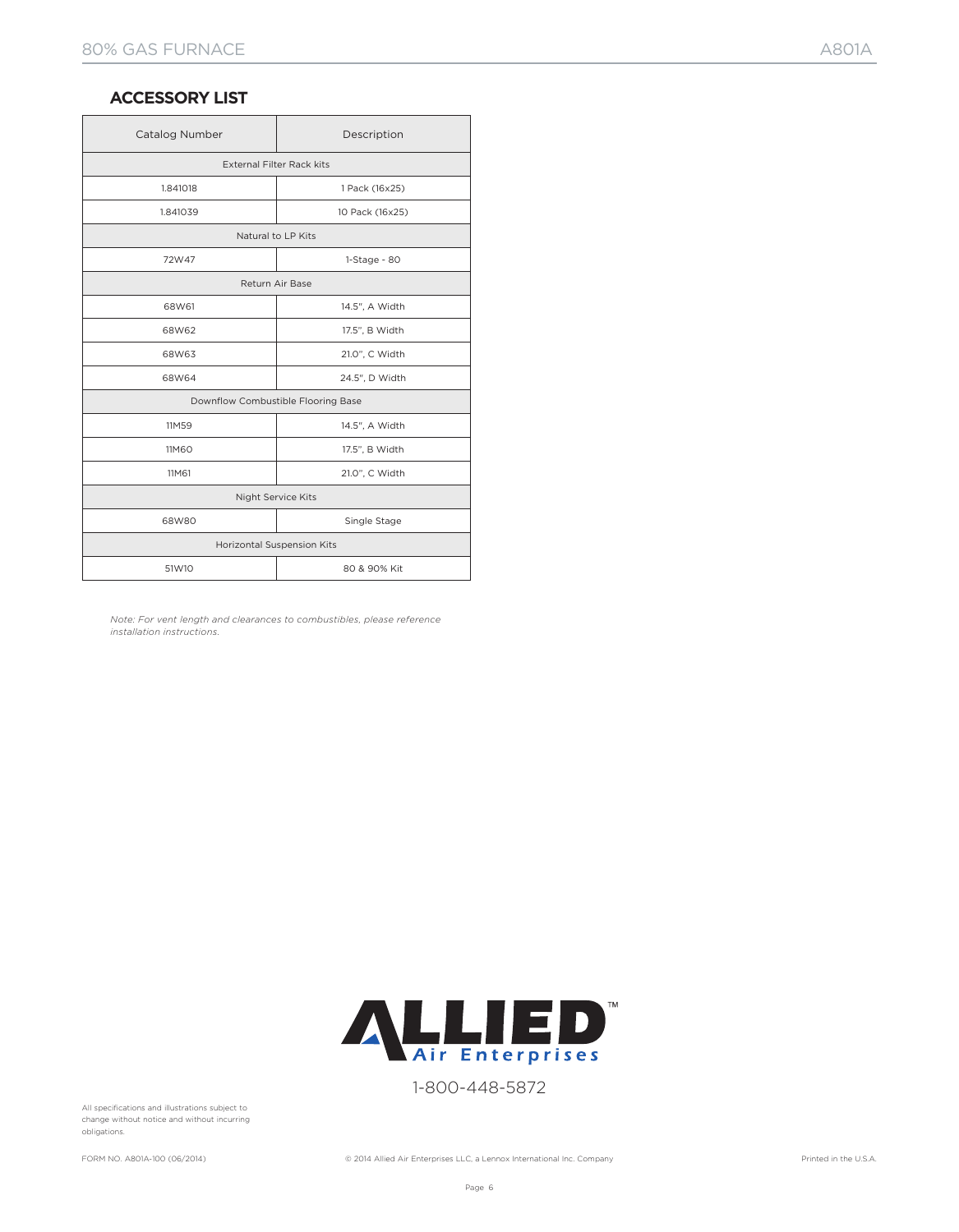## ACCESSORY LIST

| Catalog Number | Description |
| --- | --- |
| External Filter Rack kits | |
| 1.841018 | 1 Pack (16x25) |
| 1.841039 | 10 Pack (16x25) |
| Natural to LP Kits | |
| 72W47 | 1-Stage - 80 |
| Return Air Base | |
| 68W61 | 14.5", A Width |
| 68W62 | 17.5", B Width |
| 68W63 | 21.0", C Width |
| 68W64 | 24.5", D Width |
| Downflow Combustible Flooring Base | |
| 11M59 | 14.5", A Width |
| 11M60 | 17.5", B Width |
| 11M61 | 21.0", C Width |
| Night Service Kits | |
| 68W80 | Single Stage |
| Horizontal Suspension Kits | |
| 51W10 | 80 & 90% Kit |

*Note: For vent length and clearances to combustibles, please reference installation instructions.*

ALLIED™ Air Enterprises

1-800-448-5872

All specifications and illustrations subject to change without notice and without incurring obligations.

FORM NO. A801A-100 (06/2014)

© 2014 Allied Air Enterprises LLC, a Lennox International Inc. Company

Printed in the U.S.A.